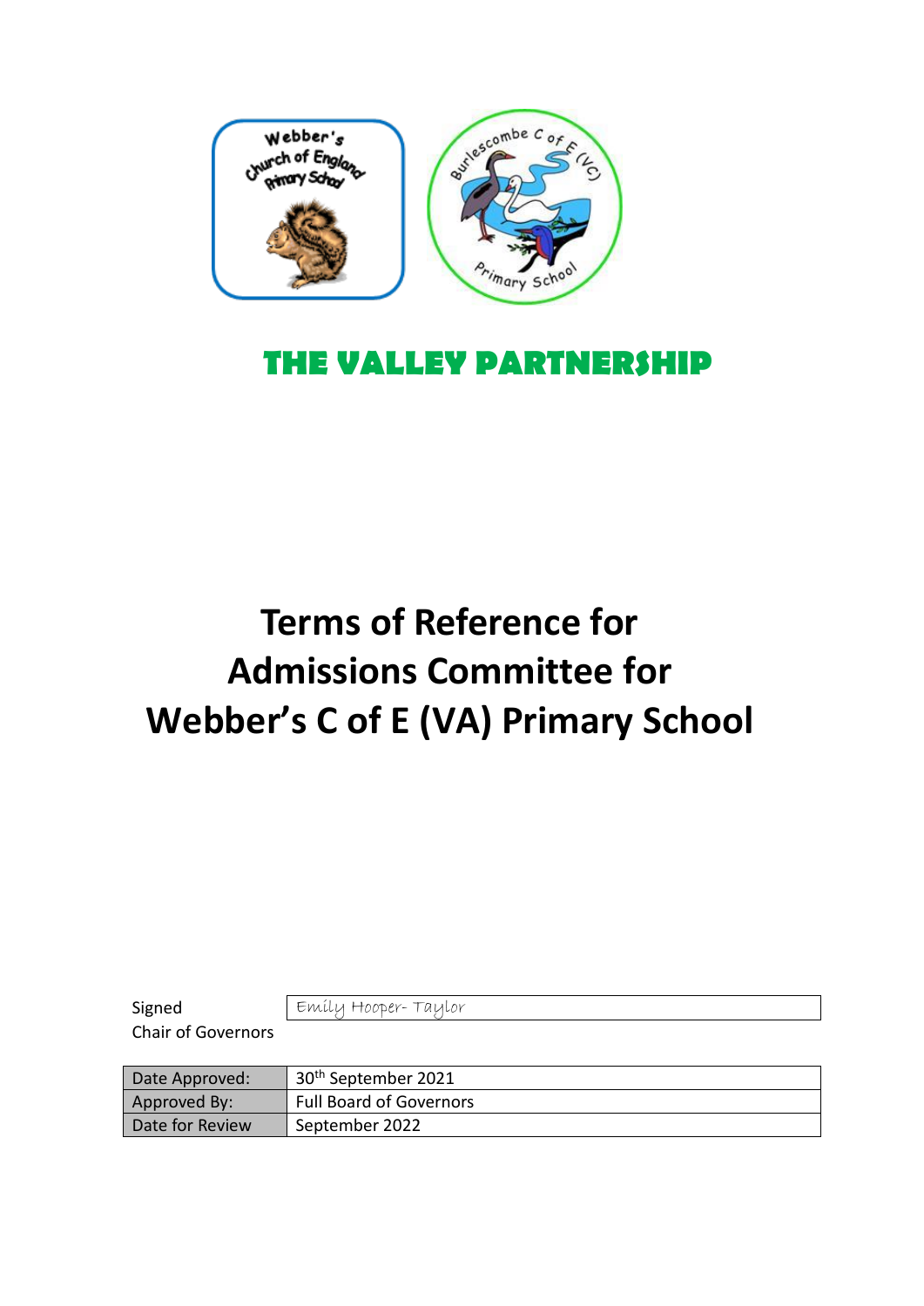# THE VALLEY PARTNERSHIP

# Terms of Reference for Admissions Committee for Webber's C of E (VA) Primary School

| Signed<br>Chair of Governors | Emily Hooper- Taylor |
|---|---|

| Date Approved: | 30th September 2021 |
|---|---|
| Approved By: | Full Board of Governors |
| Date for Review | September 2022 |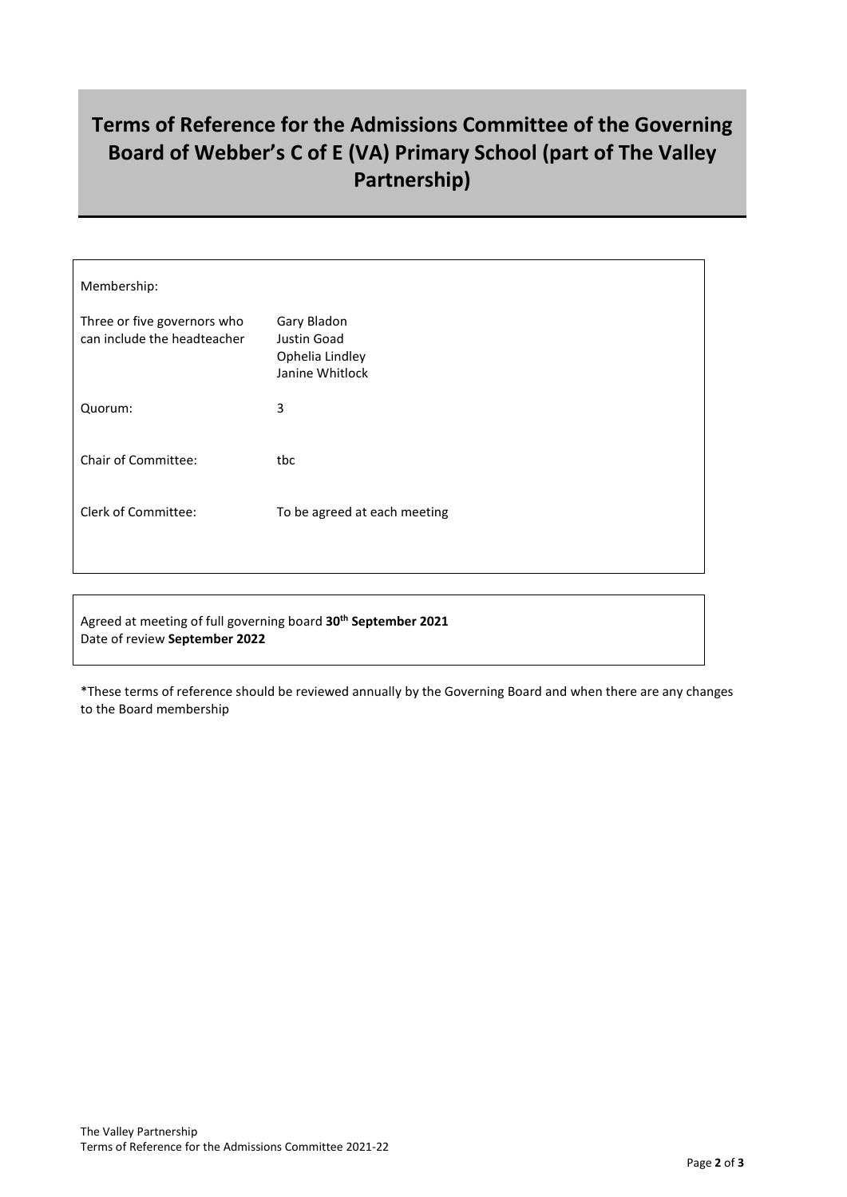# Terms of Reference for the Admissions Committee of the Governing Board of Webber's C of E (VA) Primary School (part of The Valley Partnership)

Membership:

| | |
|---|---|
| Three or five governors who can include the headteacher | Gary Bladon<br>Justin Goad<br>Ophelia Lindley<br>Janine Whitlock |
| Quorum: | 3 |
| Chair of Committee: | tbc |
| Clerk of Committee: | To be agreed at each meeting |

Agreed at meeting of full governing board **30th September 2021**
Date of review **September 2022**

*These terms of reference should be reviewed annually by the Governing Board and when there are any changes to the Board membership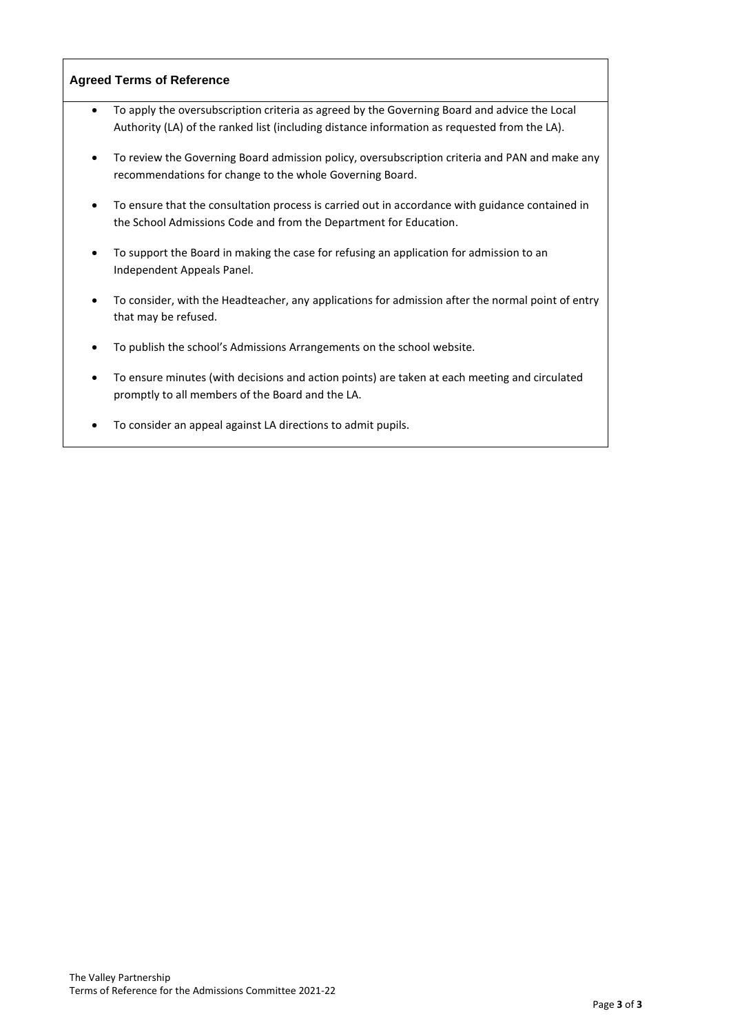## Agreed Terms of Reference

- To apply the oversubscription criteria as agreed by the Governing Board and advice the Local Authority (LA) of the ranked list (including distance information as requested from the LA).
- To review the Governing Board admission policy, oversubscription criteria and PAN and make any recommendations for change to the whole Governing Board.
- To ensure that the consultation process is carried out in accordance with guidance contained in the School Admissions Code and from the Department for Education.
- To support the Board in making the case for refusing an application for admission to an Independent Appeals Panel.
- To consider, with the Headteacher, any applications for admission after the normal point of entry that may be refused.
- To publish the school's Admissions Arrangements on the school website.
- To ensure minutes (with decisions and action points) are taken at each meeting and circulated promptly to all members of the Board and the LA.
- To consider an appeal against LA directions to admit pupils.